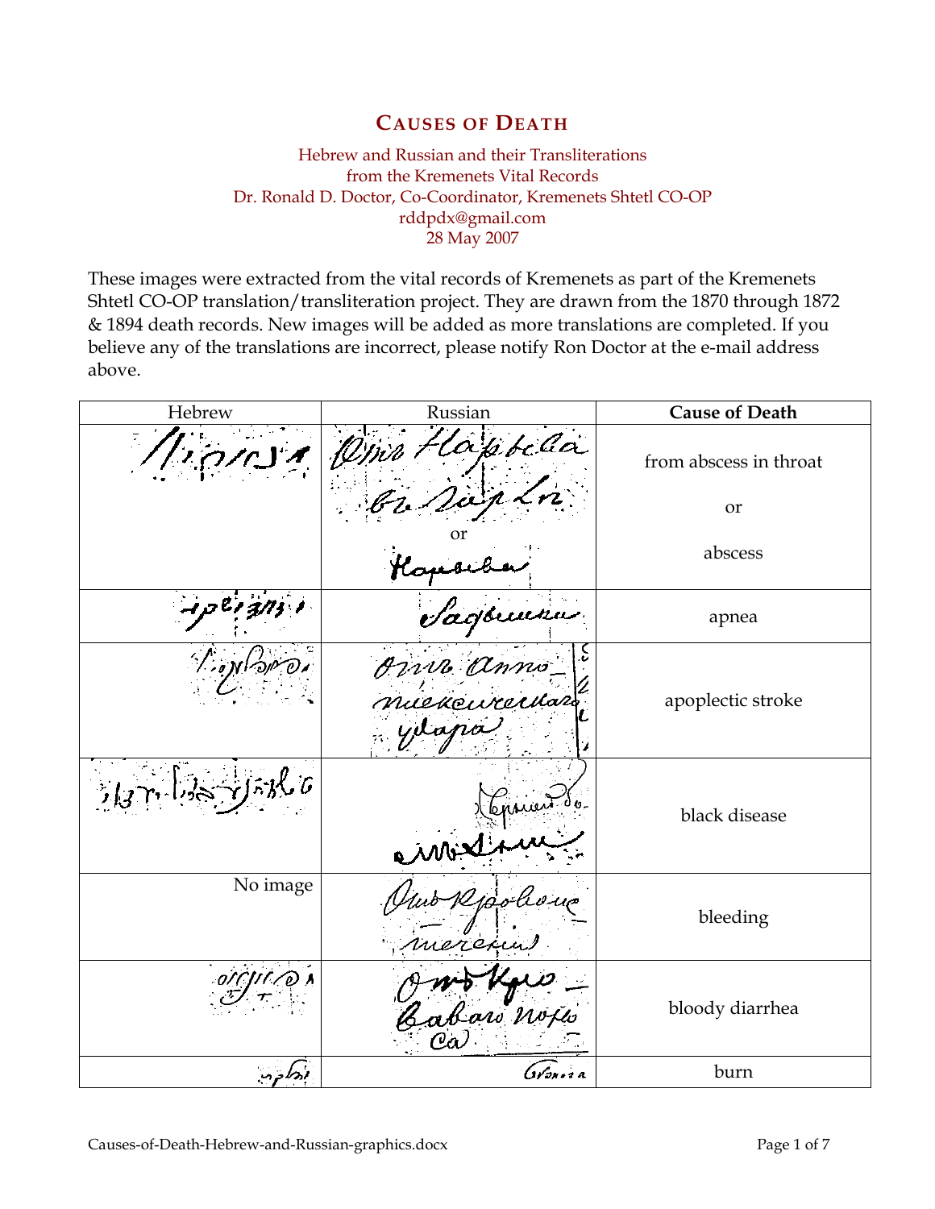# CAUSES OF DEATH

Hebrew and Russian and their Transliterations
from the Kremenets Vital Records
Dr. Ronald D. Doctor, Co-Coordinator, Kremenets Shtetl CO-OP
rddpdx@gmail.com
28 May 2007

These images were extracted from the vital records of Kremenets as part of the Kremenets Shtetl CO-OP translation/transliteration project. They are drawn from the 1870 through 1872 & 1894 death records. New images will be added as more translations are completed. If you believe any of the translations are incorrect, please notify Ron Doctor at the e-mail address above.

| Hebrew | Russian | Cause of Death |
|---|---|---|
| | or | from abscess in throat<br><br>or<br><br>abscess |
| | | apnea |
| | | apoplectic stroke |
| | | black disease |
| No image | | bleeding |
| | | bloody diarrhea |
| | | burn |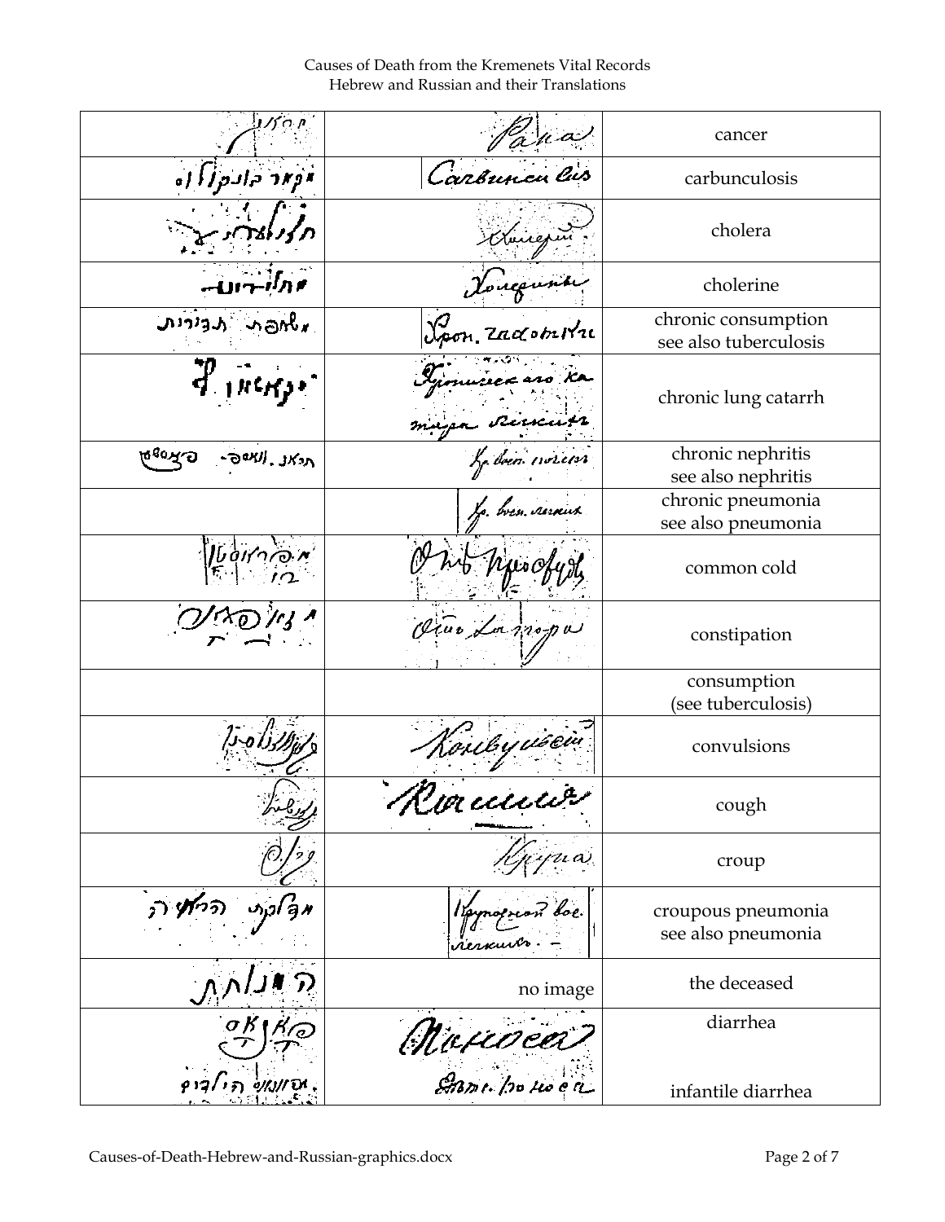| | | |
|---|---|---|
| | | cancer |
| | | carbunculosis |
| | | cholera |
| | | cholerine |
| | | chronic consumption<br>see also tuberculosis |
| | | chronic lung catarrh |
| | | chronic nephritis<br>see also nephritis |
| | | chronic pneumonia<br>see also pneumonia |
| | | common cold |
| | | constipation |
| | | consumption<br>(see tuberculosis) |
| | | convulsions |
| | | cough |
| | | croup |
| | | croupous pneumonia<br>see also pneumonia |
| | no image | the deceased |
| | | diarrhea<br><br>infantile diarrhea |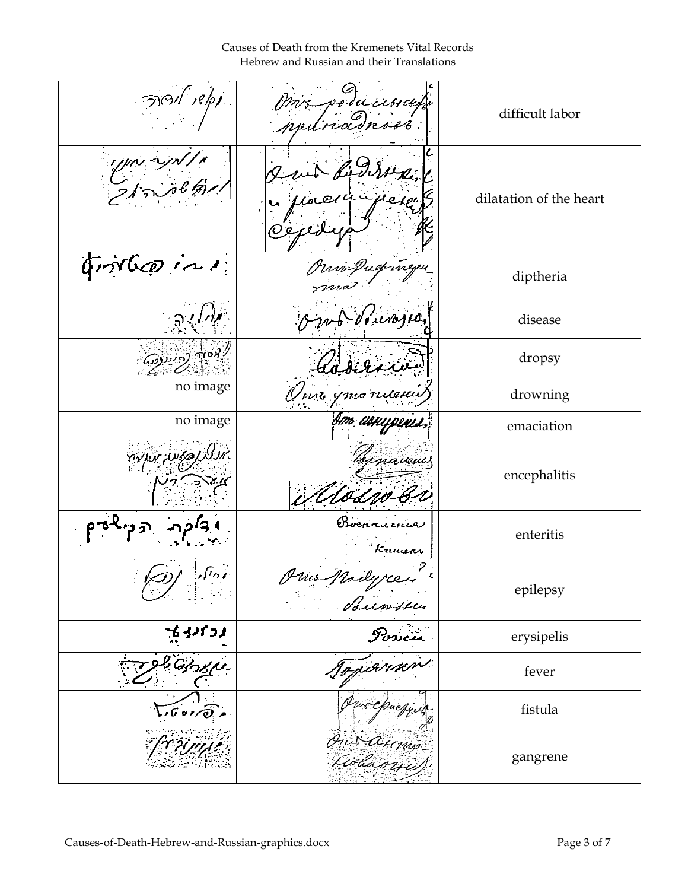Causes of Death from the Kremenets Vital Records
Hebrew and Russian and their Translations

| Hebrew | Russian | Translation |
|---|---|---|
| | | difficult labor |
| | | dilatation of the heart |
| | | diptheria |
| | | disease |
| | | dropsy |
| no image | | drowning |
| no image | | emaciation |
| | | encephalitis |
| | | enteritis |
| | | epilepsy |
| | | erysipelis |
| | | fever |
| | | fistula |
| | | gangrene |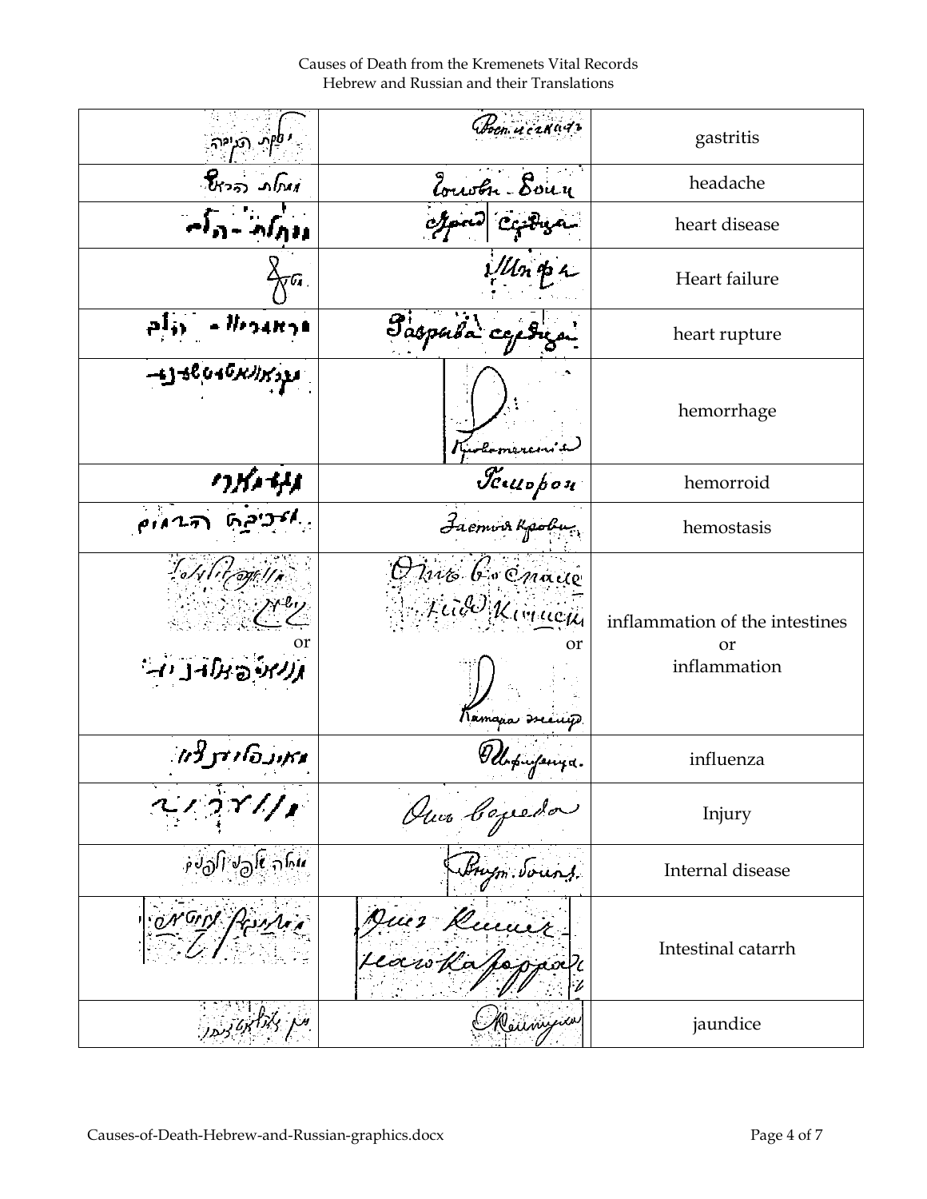| Hebrew | Russian | Translation |
|---|---|---|
| דלקת הקיבה | Воспаление желудка | gastritis |
| מחלת הראש | Головная боль | headache |
| מחלת הלב | Порок сердца | heart disease |
| אלב | Инфаркт | Heart failure |
| הרפטורה לב | Разрыв сердца | heart rupture |
| |  | hemorrhage |
| | Геморрой | hemorroid |
| | Застой крови | hemostasis |
| or | or | inflammation of the intestines or inflammation |
| | Инфлюэнца | influenza |
| | | Injury |
| מחלה פנימית | Внутр. болезнь | Internal disease |
| | | Intestinal catarrh |
| | Желтуха | jaundice |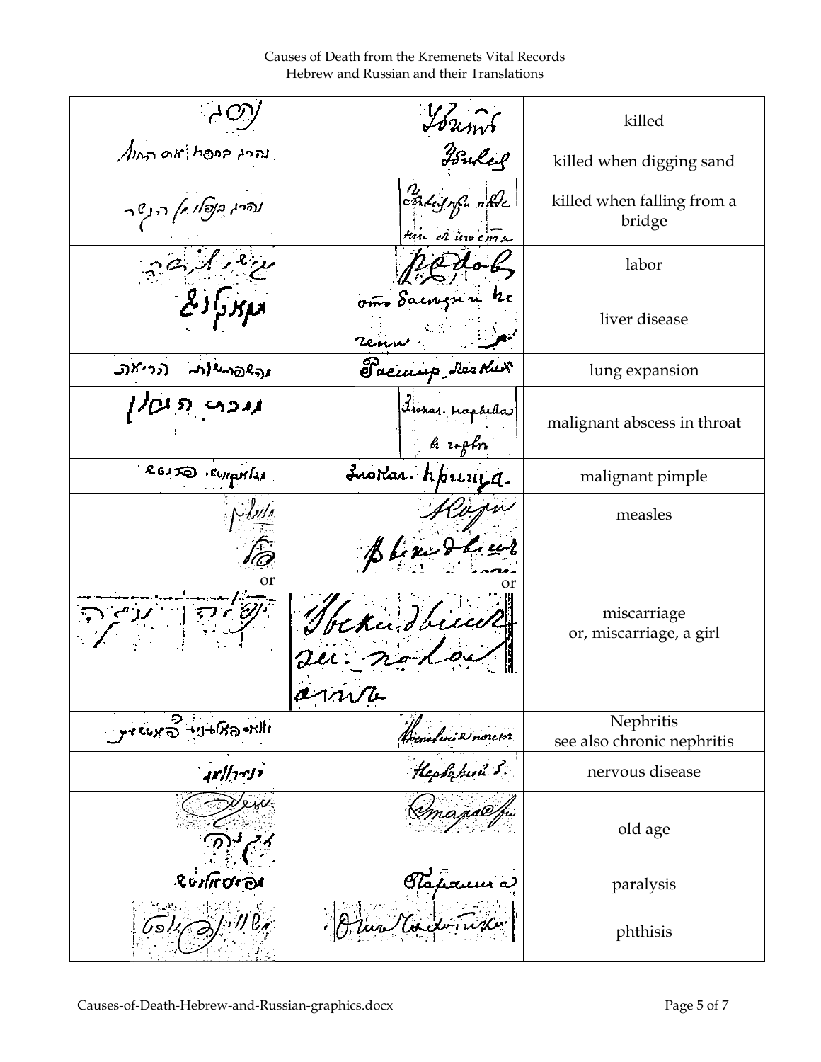Causes of Death from the Kremenets Vital Records
Hebrew and Russian and their Translations

| Hebrew | Russian | Translation |
|---|---|---|
| נהרג | Убитъ | killed |
| נהרג בחפר את החול | Убилъ | killed when digging sand |
| נהרג בנפלו מן הגשר | | killed when falling from a bridge |
| | Родовъ | labor |
| | отъ болѣзни печени | liver disease |
| והתפשטות הריאה | Расшир. легкихъ | lung expansion |
| | Злокач. нарывъ въ горлѣ | malignant abscess in throat |
| | Злокач. прыщъ. | malignant pimple |
| | Корь | measles |
| or | or | miscarriage<br>or, miscarriage, a girl |
| | | Nephritis<br>see also chronic nephritis |
| | Нервная б. | nervous disease |
| | Старость | old age |
| | Параличъ | paralysis |
| | | phthisis |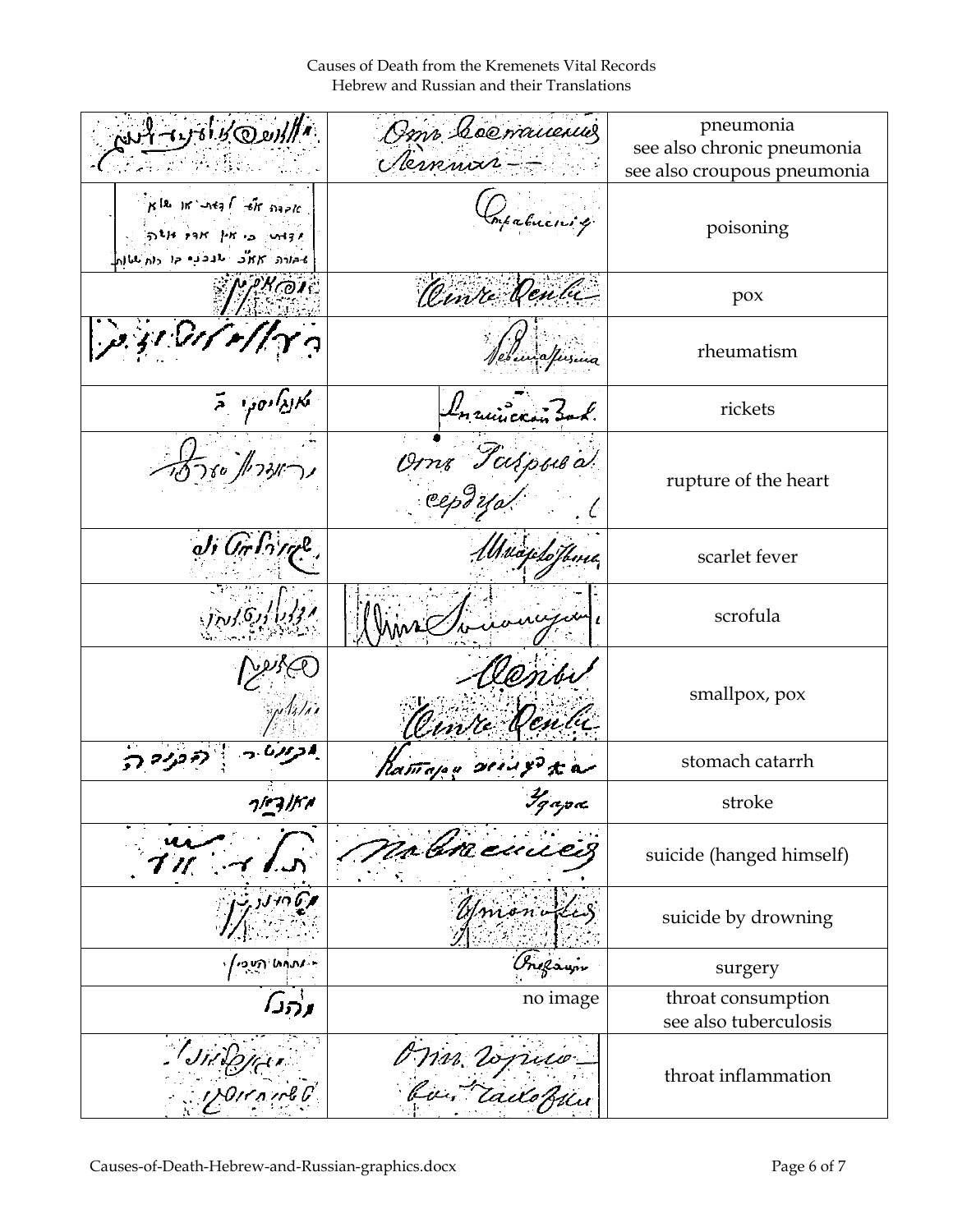Causes of Death from the Kremenets Vital Records
Hebrew and Russian and their Translations

| Hebrew | Russian | Translation |
| --- | --- | --- |
| | | pneumonia<br>see also chronic pneumonia<br>see also croupous pneumonia |
| | | poisoning |
| | | pox |
| | | rheumatism |
| | | rickets |
| | | rupture of the heart |
| | | scarlet fever |
| | | scrofula |
| | | smallpox, pox |
| | | stomach catarrh |
| | | stroke |
| | | suicide (hanged himself) |
| | | suicide by drowning |
| | | surgery |
| | no image | throat consumption<br>see also tuberculosis |
| | | throat inflammation |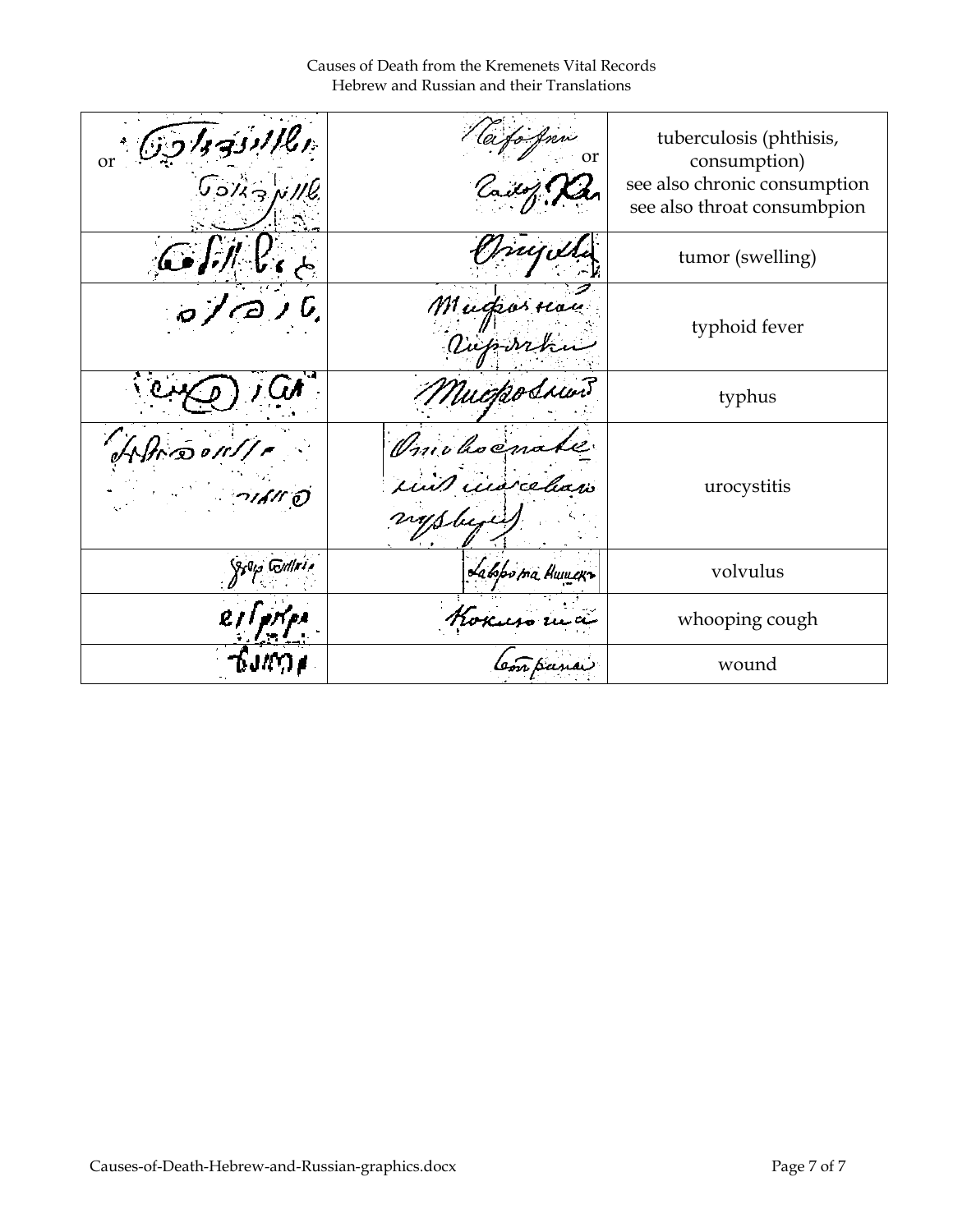| | | |
|---|---|---|
| or | or | tuberculosis (phthisis, consumption)<br>see also chronic consumption<br>see also throat consumbpion |
| | | tumor (swelling) |
| | | typhoid fever |
| | | typhus |
| | | urocystitis |
| | | volvulus |
| | | whooping cough |
| | | wound |